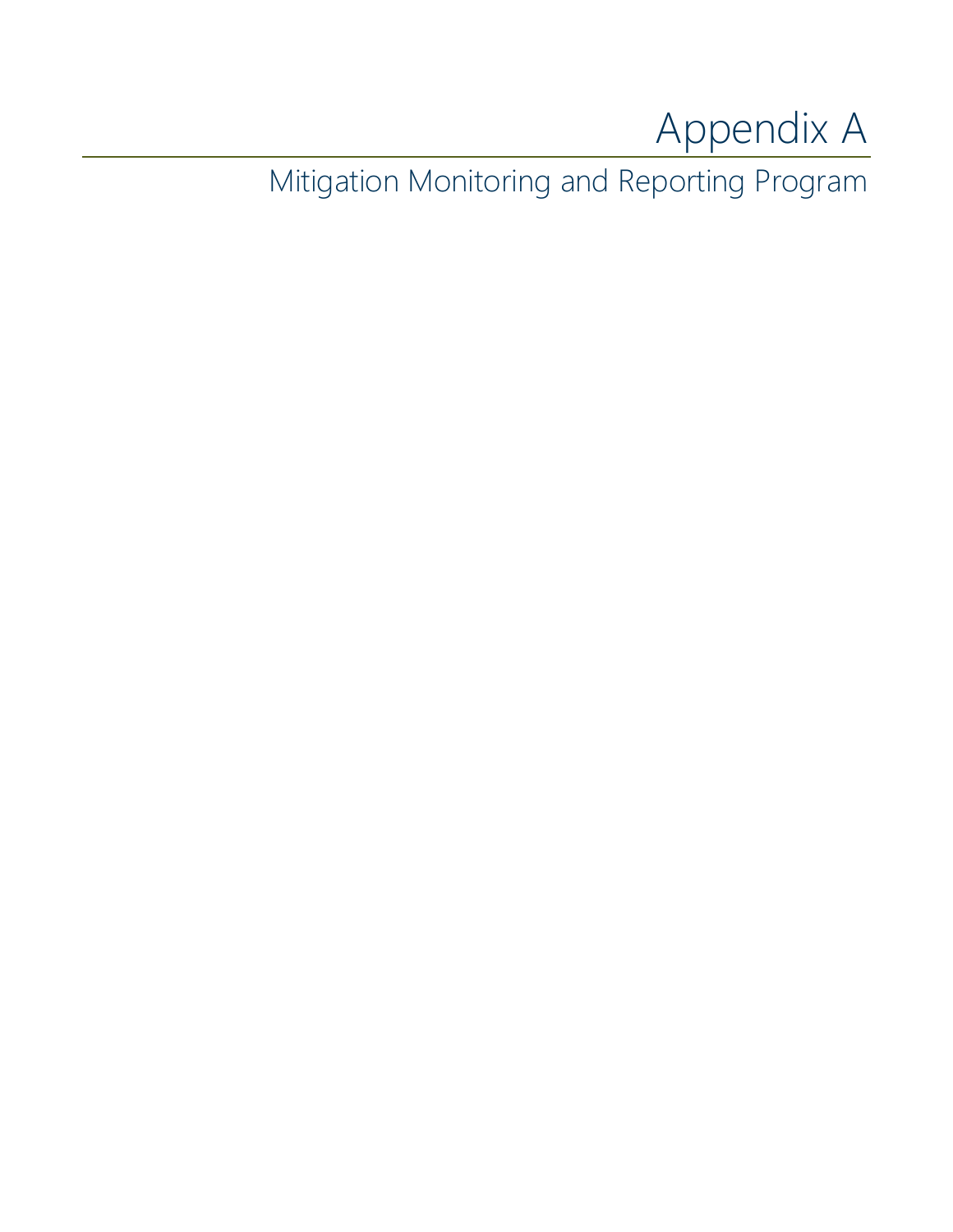# Appendix A

## Mitigation Monitoring and Reporting Program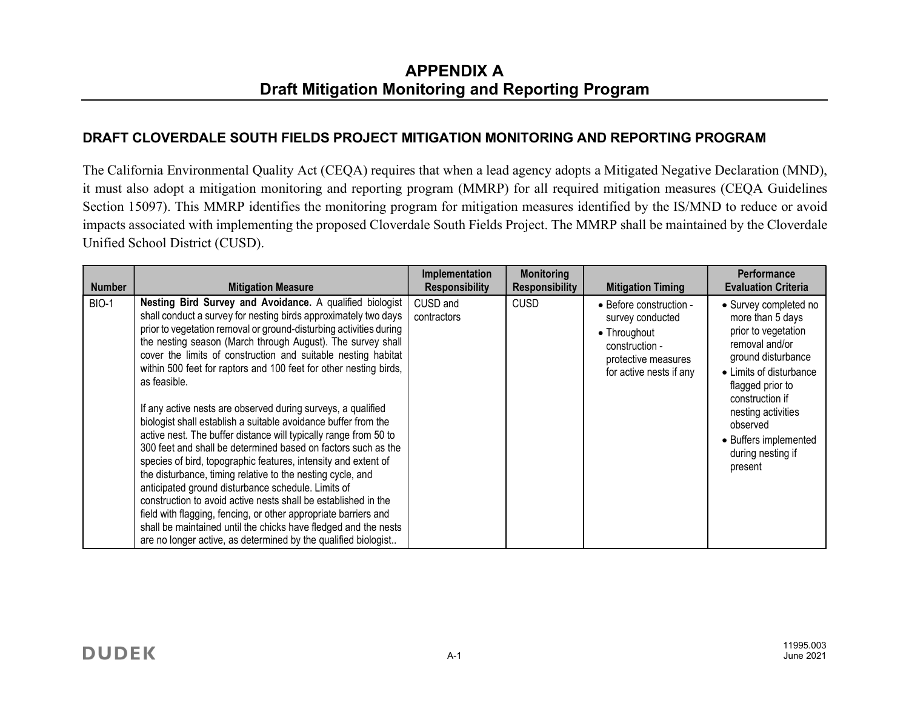# APPENDIX A
# Draft Mitigation Monitoring and Reporting Program

## DRAFT CLOVERDALE SOUTH FIELDS PROJECT MITIGATION MONITORING AND REPORTING PROGRAM

The California Environmental Quality Act (CEQA) requires that when a lead agency adopts a Mitigated Negative Declaration (MND), it must also adopt a mitigation monitoring and reporting program (MMRP) for all required mitigation measures (CEQA Guidelines Section 15097). This MMRP identifies the monitoring program for mitigation measures identified by the IS/MND to reduce or avoid impacts associated with implementing the proposed Cloverdale South Fields Project. The MMRP shall be maintained by the Cloverdale Unified School District (CUSD).

| Number | Mitigation Measure | Implementation Responsibility | Monitoring Responsibility | Mitigation Timing | Performance Evaluation Criteria |
|---|---|---|---|---|---|
| BIO-1 | **Nesting Bird Survey and Avoidance.** A qualified biologist shall conduct a survey for nesting birds approximately two days prior to vegetation removal or ground-disturbing activities during the nesting season (March through August). The survey shall cover the limits of construction and suitable nesting habitat within 500 feet for raptors and 100 feet for other nesting birds, as feasible.<br><br>If any active nests are observed during surveys, a qualified biologist shall establish a suitable avoidance buffer from the active nest. The buffer distance will typically range from 50 to 300 feet and shall be determined based on factors such as the species of bird, topographic features, intensity and extent of the disturbance, timing relative to the nesting cycle, and anticipated ground disturbance schedule. Limits of construction to avoid active nests shall be established in the field with flagging, fencing, or other appropriate barriers and shall be maintained until the chicks have fledged and the nests are no longer active, as determined by the qualified biologist.. | CUSD and contractors | CUSD | • Before construction - survey conducted<br>• Throughout construction - protective measures for active nests if any | • Survey completed no more than 5 days prior to vegetation removal and/or ground disturbance<br>• Limits of disturbance flagged prior to construction if nesting activities observed<br>• Buffers implemented during nesting if present |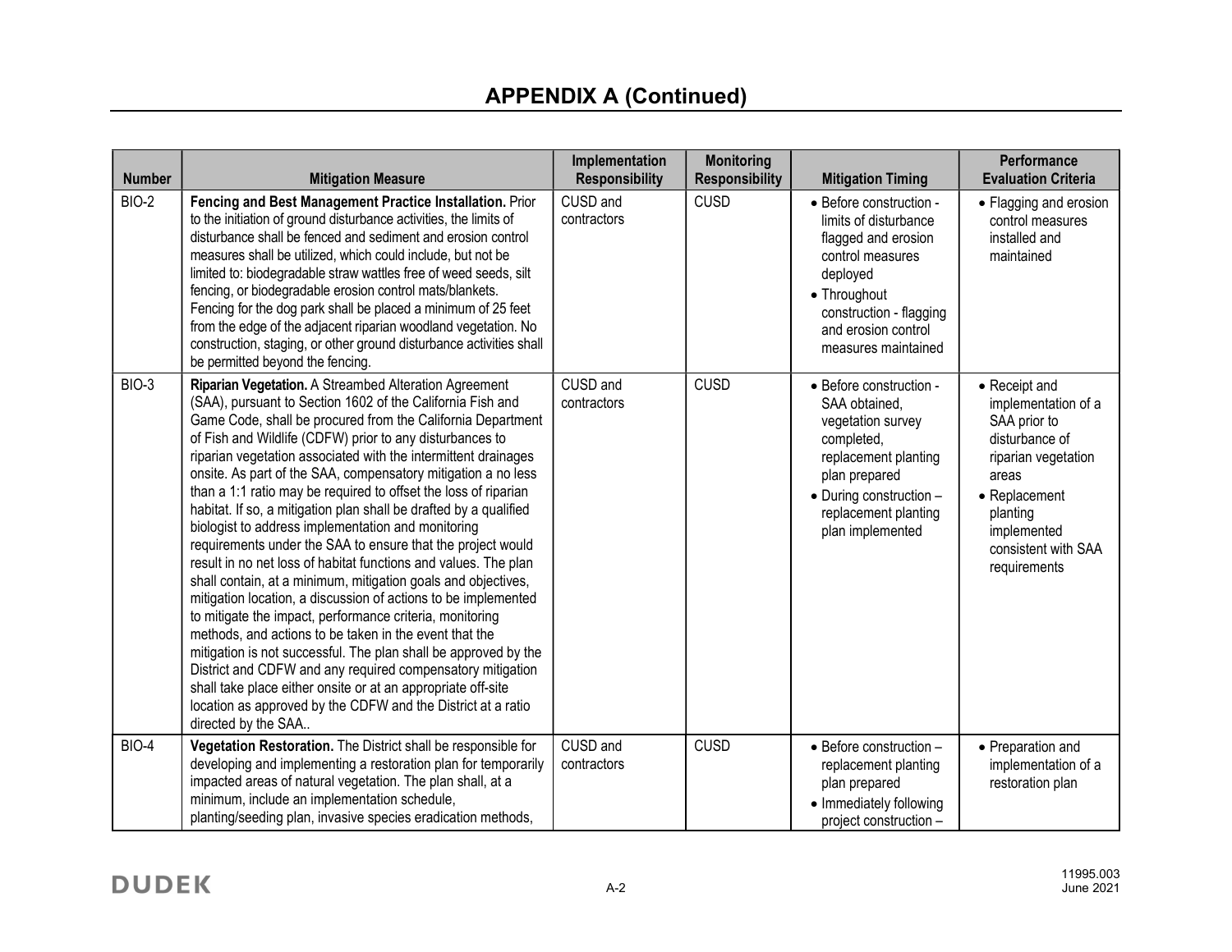# APPENDIX A (Continued)

| Number | Mitigation Measure | Implementation Responsibility | Monitoring Responsibility | Mitigation Timing | Performance Evaluation Criteria |
|---|---|---|---|---|---|
| BIO-2 | **Fencing and Best Management Practice Installation.** Prior to the initiation of ground disturbance activities, the limits of disturbance shall be fenced and sediment and erosion control measures shall be utilized, which could include, but not be limited to: biodegradable straw wattles free of weed seeds, silt fencing, or biodegradable erosion control mats/blankets. Fencing for the dog park shall be placed a minimum of 25 feet from the edge of the adjacent riparian woodland vegetation. No construction, staging, or other ground disturbance activities shall be permitted beyond the fencing. | CUSD and contractors | CUSD | • Before construction - limits of disturbance flagged and erosion control measures deployed<br>• Throughout construction - flagging and erosion control measures maintained | • Flagging and erosion control measures installed and maintained |
| BIO-3 | **Riparian Vegetation.** A Streambed Alteration Agreement (SAA), pursuant to Section 1602 of the California Fish and Game Code, shall be procured from the California Department of Fish and Wildlife (CDFW) prior to any disturbances to riparian vegetation associated with the intermittent drainages onsite. As part of the SAA, compensatory mitigation a no less than a 1:1 ratio may be required to offset the loss of riparian habitat. If so, a mitigation plan shall be drafted by a qualified biologist to address implementation and monitoring requirements under the SAA to ensure that the project would result in no net loss of habitat functions and values. The plan shall contain, at a minimum, mitigation goals and objectives, mitigation location, a discussion of actions to be implemented to mitigate the impact, performance criteria, monitoring methods, and actions to be taken in the event that the mitigation is not successful. The plan shall be approved by the District and CDFW and any required compensatory mitigation shall take place either onsite or at an appropriate off-site location as approved by the CDFW and the District at a ratio directed by the SAA.. | CUSD and contractors | CUSD | • Before construction - SAA obtained, vegetation survey completed, replacement planting plan prepared<br>• During construction – replacement planting plan implemented | • Receipt and implementation of a SAA prior to disturbance of riparian vegetation areas<br>• Replacement planting implemented consistent with SAA requirements |
| BIO-4 | **Vegetation Restoration.** The District shall be responsible for developing and implementing a restoration plan for temporarily impacted areas of natural vegetation. The plan shall, at a minimum, include an implementation schedule, planting/seeding plan, invasive species eradication methods, | CUSD and contractors | CUSD | • Before construction – replacement planting plan prepared<br>• Immediately following project construction – | • Preparation and implementation of a restoration plan |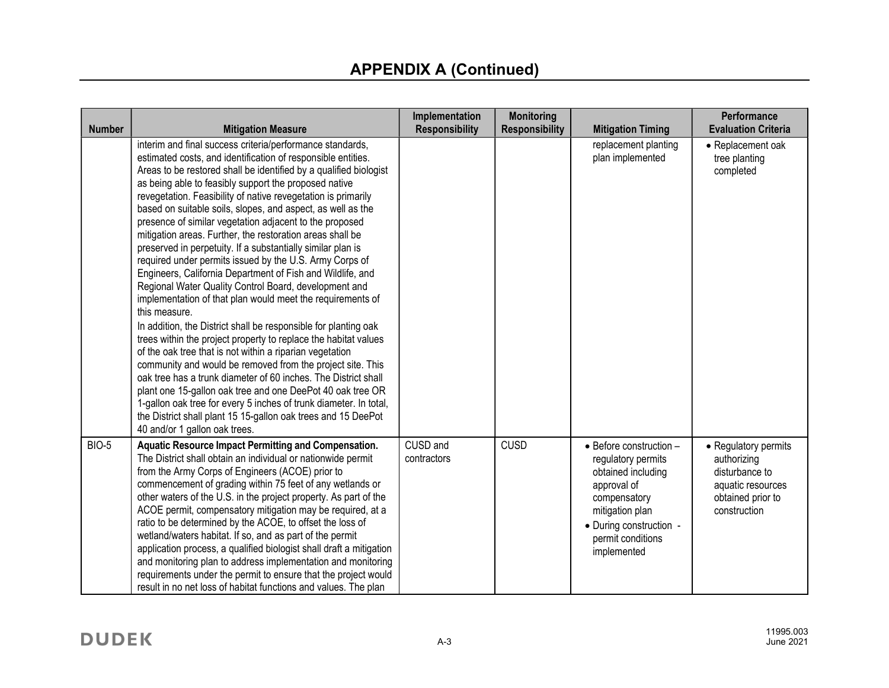# APPENDIX A (Continued)

| Number | Mitigation Measure | Implementation Responsibility | Monitoring Responsibility | Mitigation Timing | Performance Evaluation Criteria |
|---|---|---|---|---|---|
| | interim and final success criteria/performance standards, estimated costs, and identification of responsible entities. Areas to be restored shall be identified by a qualified biologist as being able to feasibly support the proposed native revegetation. Feasibility of native revegetation is primarily based on suitable soils, slopes, and aspect, as well as the presence of similar vegetation adjacent to the proposed mitigation areas. Further, the restoration areas shall be preserved in perpetuity. If a substantially similar plan is required under permits issued by the U.S. Army Corps of Engineers, California Department of Fish and Wildlife, and Regional Water Quality Control Board, development and implementation of that plan would meet the requirements of this measure.<br>In addition, the District shall be responsible for planting oak trees within the project property to replace the habitat values of the oak tree that is not within a riparian vegetation community and would be removed from the project site. This oak tree has a trunk diameter of 60 inches. The District shall plant one 15-gallon oak tree and one DeePot 40 oak tree OR 1-gallon oak tree for every 5 inches of trunk diameter. In total, the District shall plant 15 15-gallon oak trees and 15 DeePot 40 and/or 1 gallon oak trees. | | | replacement planting plan implemented | • Replacement oak tree planting completed |
| BIO-5 | **Aquatic Resource Impact Permitting and Compensation.** The District shall obtain an individual or nationwide permit from the Army Corps of Engineers (ACOE) prior to commencement of grading within 75 feet of any wetlands or other waters of the U.S. in the project property. As part of the ACOE permit, compensatory mitigation may be required, at a ratio to be determined by the ACOE, to offset the loss of wetland/waters habitat. If so, and as part of the permit application process, a qualified biologist shall draft a mitigation and monitoring plan to address implementation and monitoring requirements under the permit to ensure that the project would result in no net loss of habitat functions and values. The plan | CUSD and contractors | CUSD | • Before construction – regulatory permits obtained including approval of compensatory mitigation plan<br>• During construction - permit conditions implemented | • Regulatory permits authorizing disturbance to aquatic resources obtained prior to construction |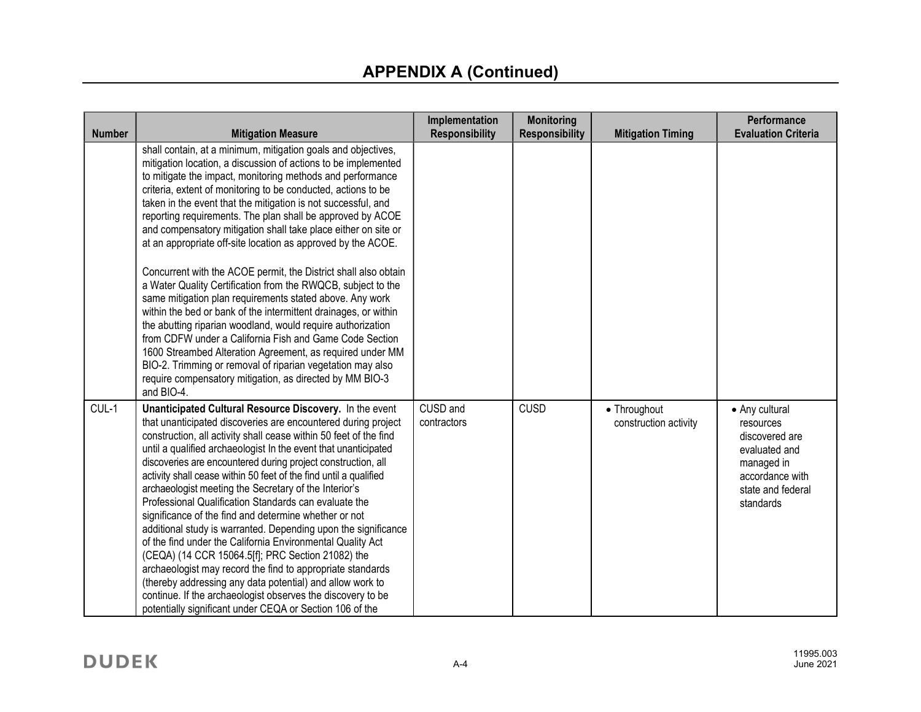# APPENDIX A (Continued)

| Number | Mitigation Measure | Implementation Responsibility | Monitoring Responsibility | Mitigation Timing | Performance Evaluation Criteria |
|---|---|---|---|---|---|
| | shall contain, at a minimum, mitigation goals and objectives, mitigation location, a discussion of actions to be implemented to mitigate the impact, monitoring methods and performance criteria, extent of monitoring to be conducted, actions to be taken in the event that the mitigation is not successful, and reporting requirements. The plan shall be approved by ACOE and compensatory mitigation shall take place either on site or at an appropriate off-site location as approved by the ACOE.<br><br>Concurrent with the ACOE permit, the District shall also obtain a Water Quality Certification from the RWQCB, subject to the same mitigation plan requirements stated above. Any work within the bed or bank of the intermittent drainages, or within the abutting riparian woodland, would require authorization from CDFW under a California Fish and Game Code Section 1600 Streambed Alteration Agreement, as required under MM BIO-2. Trimming or removal of riparian vegetation may also require compensatory mitigation, as directed by MM BIO-3 and BIO-4. | | | | |
| CUL-1 | **Unanticipated Cultural Resource Discovery.** In the event that unanticipated discoveries are encountered during project construction, all activity shall cease within 50 feet of the find until a qualified archaeologist In the event that unanticipated discoveries are encountered during project construction, all activity shall cease within 50 feet of the find until a qualified archaeologist meeting the Secretary of the Interior's Professional Qualification Standards can evaluate the significance of the find and determine whether or not additional study is warranted. Depending upon the significance of the find under the California Environmental Quality Act (CEQA) (14 CCR 15064.5[f]; PRC Section 21082) the archaeologist may record the find to appropriate standards (thereby addressing any data potential) and allow work to continue. If the archaeologist observes the discovery to be potentially significant under CEQA or Section 106 of the | CUSD and contractors | CUSD | • Throughout construction activity | • Any cultural resources discovered are evaluated and managed in accordance with state and federal standards |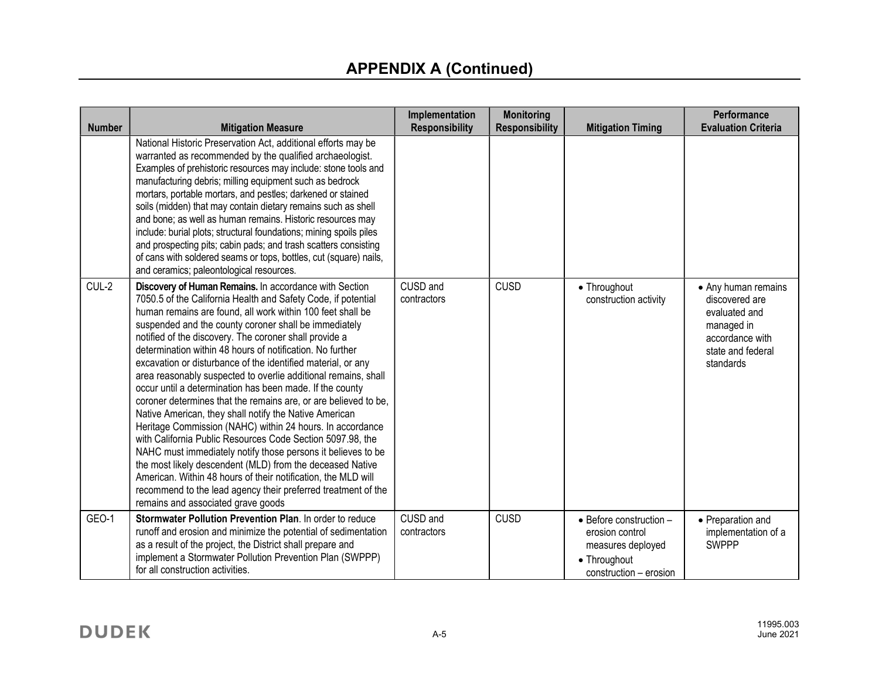# APPENDIX A (Continued)

| Number | Mitigation Measure | Implementation Responsibility | Monitoring Responsibility | Mitigation Timing | Performance Evaluation Criteria |
|---|---|---|---|---|---|
| | National Historic Preservation Act, additional efforts may be warranted as recommended by the qualified archaeologist. Examples of prehistoric resources may include: stone tools and manufacturing debris; milling equipment such as bedrock mortars, portable mortars, and pestles; darkened or stained soils (midden) that may contain dietary remains such as shell and bone; as well as human remains. Historic resources may include: burial plots; structural foundations; mining spoils piles and prospecting pits; cabin pads; and trash scatters consisting of cans with soldered seams or tops, bottles, cut (square) nails, and ceramics; paleontological resources. | | | | |
| CUL-2 | **Discovery of Human Remains.** In accordance with Section 7050.5 of the California Health and Safety Code, if potential human remains are found, all work within 100 feet shall be suspended and the county coroner shall be immediately notified of the discovery. The coroner shall provide a determination within 48 hours of notification. No further excavation or disturbance of the identified material, or any area reasonably suspected to overlie additional remains, shall occur until a determination has been made. If the county coroner determines that the remains are, or are believed to be, Native American, they shall notify the Native American Heritage Commission (NAHC) within 24 hours. In accordance with California Public Resources Code Section 5097.98, the NAHC must immediately notify those persons it believes to be the most likely descendent (MLD) from the deceased Native American. Within 48 hours of their notification, the MLD will recommend to the lead agency their preferred treatment of the remains and associated grave goods | CUSD and contractors | CUSD | • Throughout construction activity | • Any human remains discovered are evaluated and managed in accordance with state and federal standards |
| GEO-1 | **Stormwater Pollution Prevention Plan**. In order to reduce runoff and erosion and minimize the potential of sedimentation as a result of the project, the District shall prepare and implement a Stormwater Pollution Prevention Plan (SWPPP) for all construction activities. | CUSD and contractors | CUSD | • Before construction – erosion control measures deployed<br>• Throughout construction – erosion | • Preparation and implementation of a SWPPP |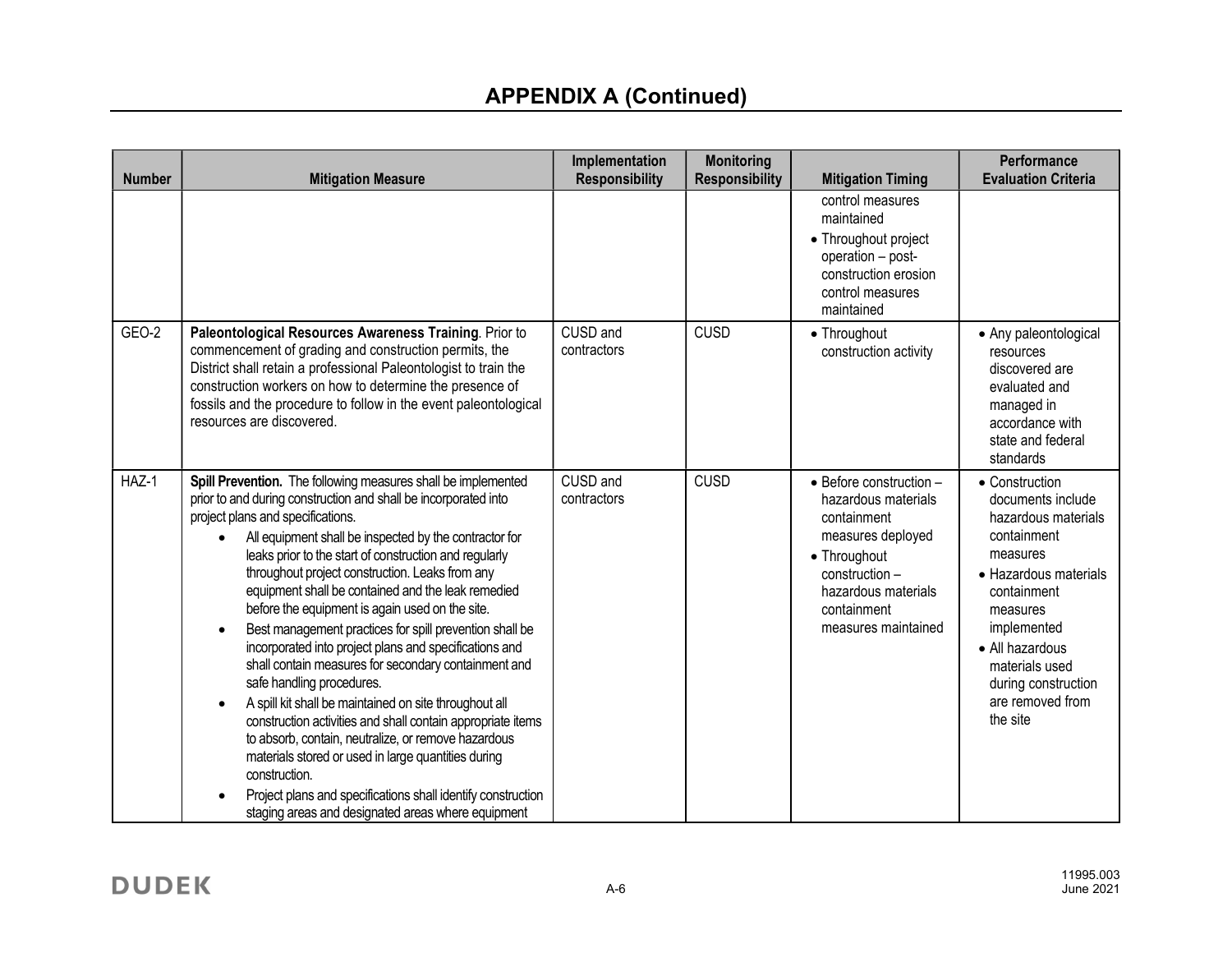# APPENDIX A (Continued)

| Number | Mitigation Measure | Implementation Responsibility | Monitoring Responsibility | Mitigation Timing | Performance Evaluation Criteria |
|---|---|---|---|---|---|
| | | | | control measures maintained<br>• Throughout project operation – post-construction erosion control measures maintained | |
| GEO-2 | **Paleontological Resources Awareness Training**. Prior to commencement of grading and construction permits, the District shall retain a professional Paleontologist to train the construction workers on how to determine the presence of fossils and the procedure to follow in the event paleontological resources are discovered. | CUSD and contractors | CUSD | • Throughout construction activity | • Any paleontological resources discovered are evaluated and managed in accordance with state and federal standards |
| HAZ-1 | **Spill Prevention.** The following measures shall be implemented prior to and during construction and shall be incorporated into project plans and specifications.<br>• All equipment shall be inspected by the contractor for leaks prior to the start of construction and regularly throughout project construction. Leaks from any equipment shall be contained and the leak remedied before the equipment is again used on the site.<br>• Best management practices for spill prevention shall be incorporated into project plans and specifications and shall contain measures for secondary containment and safe handling procedures.<br>• A spill kit shall be maintained on site throughout all construction activities and shall contain appropriate items to absorb, contain, neutralize, or remove hazardous materials stored or used in large quantities during construction.<br>• Project plans and specifications shall identify construction staging areas and designated areas where equipment | CUSD and contractors | CUSD | • Before construction – hazardous materials containment measures deployed<br>• Throughout construction – hazardous materials containment measures maintained | • Construction documents include hazardous materials containment measures<br>• Hazardous materials containment measures implemented<br>• All hazardous materials used during construction are removed from the site |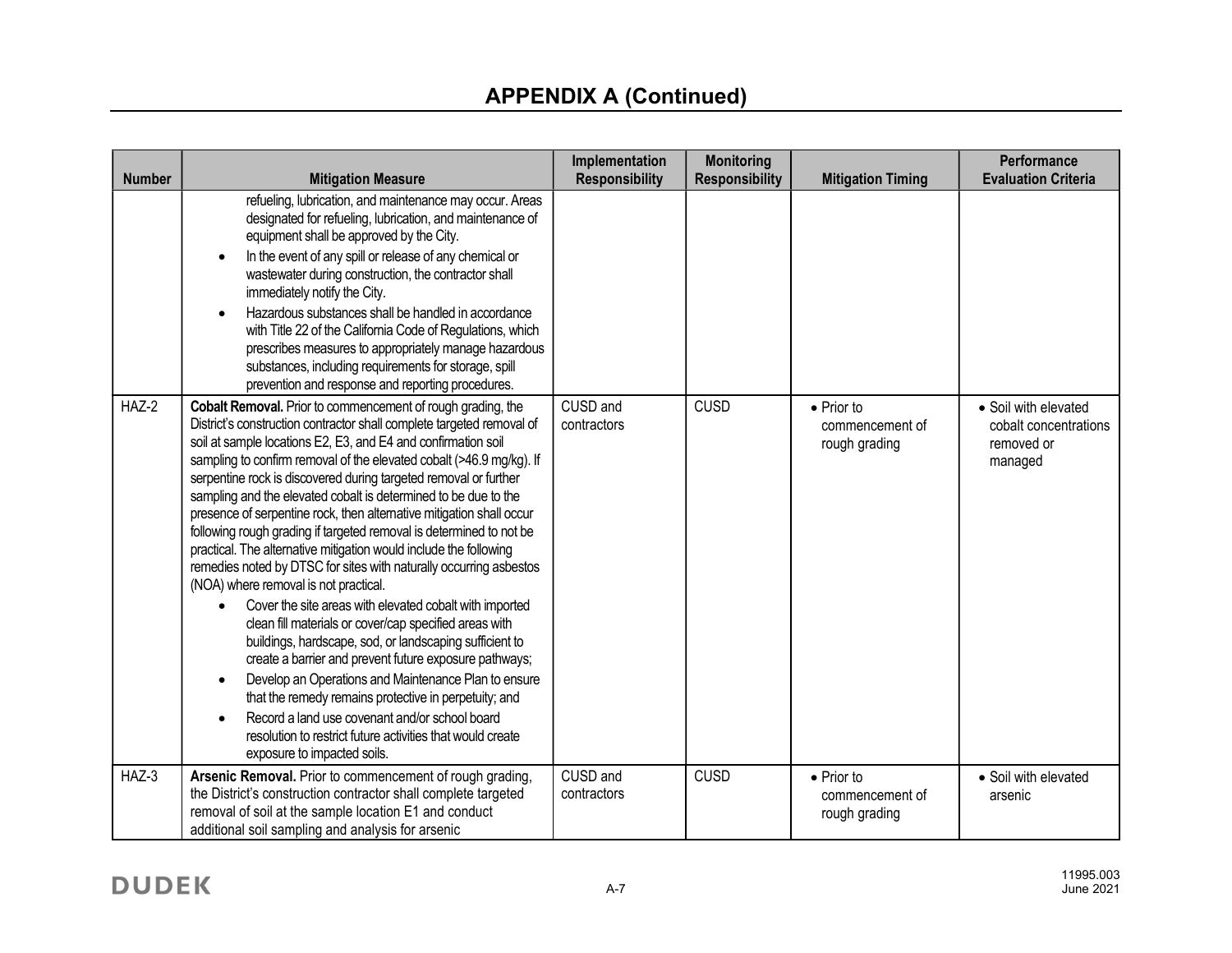# APPENDIX A (Continued)

| Number | Mitigation Measure | Implementation Responsibility | Monitoring Responsibility | Mitigation Timing | Performance Evaluation Criteria |
|---|---|---|---|---|---|
| | refueling, lubrication, and maintenance may occur. Areas designated for refueling, lubrication, and maintenance of equipment shall be approved by the City.<br>• In the event of any spill or release of any chemical or wastewater during construction, the contractor shall immediately notify the City.<br>• Hazardous substances shall be handled in accordance with Title 22 of the California Code of Regulations, which prescribes measures to appropriately manage hazardous substances, including requirements for storage, spill prevention and response and reporting procedures. | | | | |
| HAZ-2 | **Cobalt Removal.** Prior to commencement of rough grading, the District's construction contractor shall complete targeted removal of soil at sample locations E2, E3, and E4 and confirmation soil sampling to confirm removal of the elevated cobalt (>46.9 mg/kg). If serpentine rock is discovered during targeted removal or further sampling and the elevated cobalt is determined to be due to the presence of serpentine rock, then alternative mitigation shall occur following rough grading if targeted removal is determined to not be practical. The alternative mitigation would include the following remedies noted by DTSC for sites with naturally occurring asbestos (NOA) where removal is not practical.<br>• Cover the site areas with elevated cobalt with imported clean fill materials or cover/cap specified areas with buildings, hardscape, sod, or landscaping sufficient to create a barrier and prevent future exposure pathways;<br>• Develop an Operations and Maintenance Plan to ensure that the remedy remains protective in perpetuity; and<br>• Record a land use covenant and/or school board resolution to restrict future activities that would create exposure to impacted soils. | CUSD and contractors | CUSD | • Prior to commencement of rough grading | • Soil with elevated cobalt concentrations removed or managed |
| HAZ-3 | **Arsenic Removal.** Prior to commencement of rough grading, the District's construction contractor shall complete targeted removal of soil at the sample location E1 and conduct additional soil sampling and analysis for arsenic | CUSD and contractors | CUSD | • Prior to commencement of rough grading | • Soil with elevated arsenic |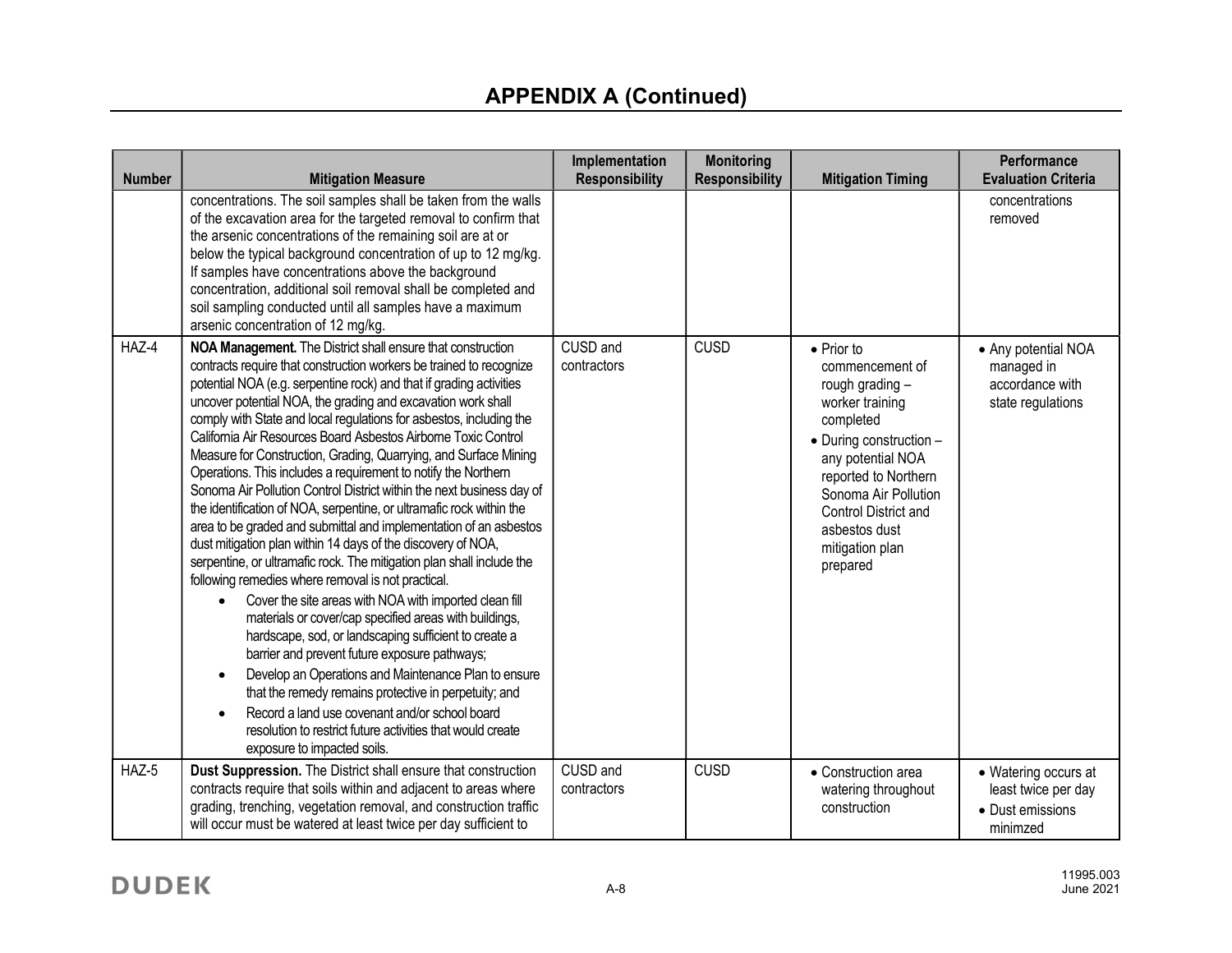# APPENDIX A (Continued)

| Number | Mitigation Measure | Implementation Responsibility | Monitoring Responsibility | Mitigation Timing | Performance Evaluation Criteria |
|---|---|---|---|---|---|
| | concentrations. The soil samples shall be taken from the walls of the excavation area for the targeted removal to confirm that the arsenic concentrations of the remaining soil are at or below the typical background concentration of up to 12 mg/kg. If samples have concentrations above the background concentration, additional soil removal shall be completed and soil sampling conducted until all samples have a maximum arsenic concentration of 12 mg/kg. | | | | concentrations removed |
| HAZ-4 | **NOA Management.** The District shall ensure that construction contracts require that construction workers be trained to recognize potential NOA (e.g. serpentine rock) and that if grading activities uncover potential NOA, the grading and excavation work shall comply with State and local regulations for asbestos, including the California Air Resources Board Asbestos Airborne Toxic Control Measure for Construction, Grading, Quarrying, and Surface Mining Operations. This includes a requirement to notify the Northern Sonoma Air Pollution Control District within the next business day of the identification of NOA, serpentine, or ultramafic rock within the area to be graded and submittal and implementation of an asbestos dust mitigation plan within 14 days of the discovery of NOA, serpentine, or ultramafic rock. The mitigation plan shall include the following remedies where removal is not practical.<br>• Cover the site areas with NOA with imported clean fill materials or cover/cap specified areas with buildings, hardscape, sod, or landscaping sufficient to create a barrier and prevent future exposure pathways;<br>• Develop an Operations and Maintenance Plan to ensure that the remedy remains protective in perpetuity; and<br>• Record a land use covenant and/or school board resolution to restrict future activities that would create exposure to impacted soils. | CUSD and contractors | CUSD | • Prior to commencement of rough grading – worker training completed<br>• During construction – any potential NOA reported to Northern Sonoma Air Pollution Control District and asbestos dust mitigation plan prepared | • Any potential NOA managed in accordance with state regulations |
| HAZ-5 | **Dust Suppression.** The District shall ensure that construction contracts require that soils within and adjacent to areas where grading, trenching, vegetation removal, and construction traffic will occur must be watered at least twice per day sufficient to | CUSD and contractors | CUSD | • Construction area watering throughout construction | • Watering occurs at least twice per day<br>• Dust emissions minimzed |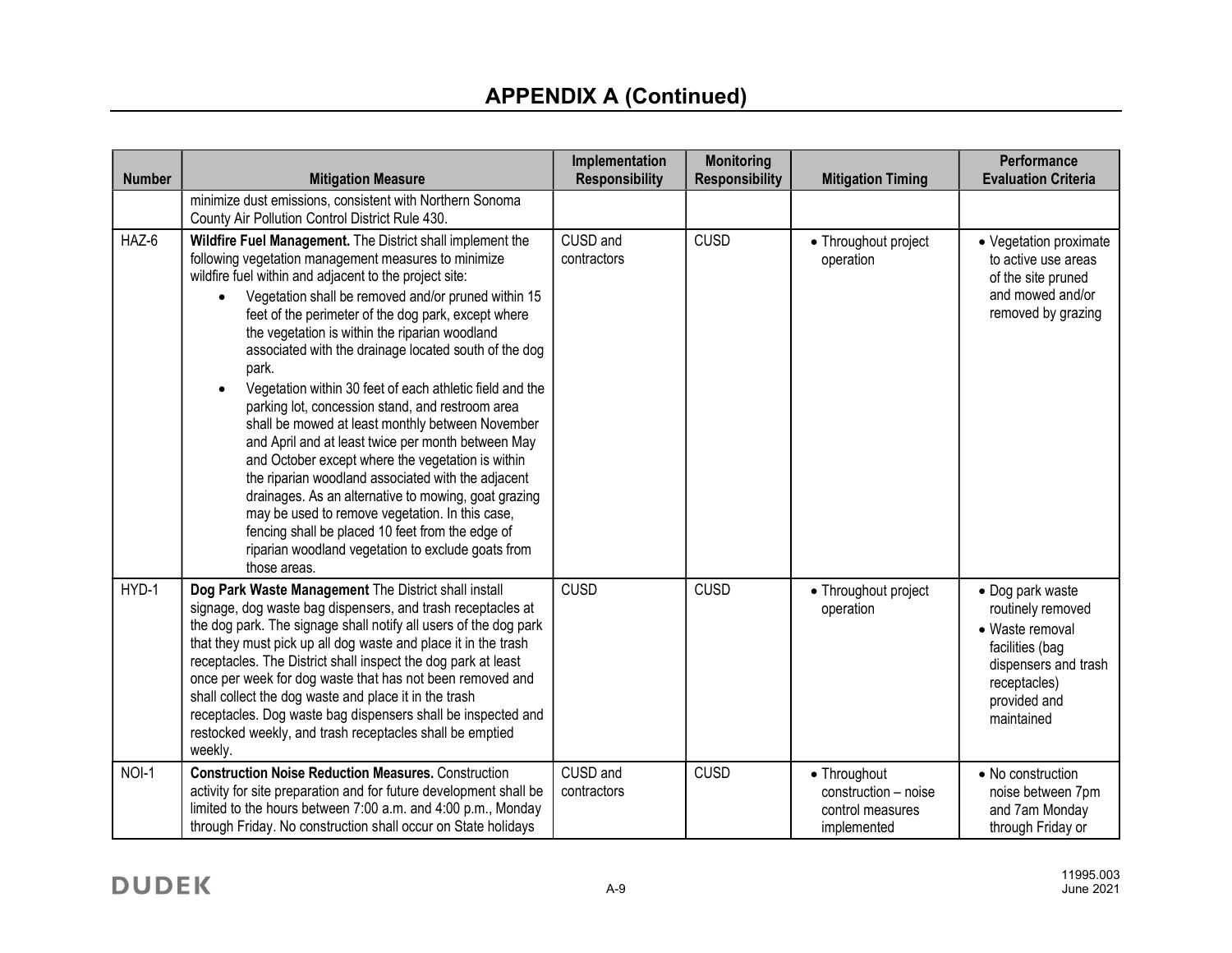# APPENDIX A (Continued)

| Number | Mitigation Measure | Implementation Responsibility | Monitoring Responsibility | Mitigation Timing | Performance Evaluation Criteria |
|---|---|---|---|---|---|
| | minimize dust emissions, consistent with Northern Sonoma County Air Pollution Control District Rule 430. | | | | |
| HAZ-6 | **Wildfire Fuel Management.** The District shall implement the following vegetation management measures to minimize wildfire fuel within and adjacent to the project site: <br>• Vegetation shall be removed and/or pruned within 15 feet of the perimeter of the dog park, except where the vegetation is within the riparian woodland associated with the drainage located south of the dog park. <br>• Vegetation within 30 feet of each athletic field and the parking lot, concession stand, and restroom area shall be mowed at least monthly between November and April and at least twice per month between May and October except where the vegetation is within the riparian woodland associated with the adjacent drainages. As an alternative to mowing, goat grazing may be used to remove vegetation. In this case, fencing shall be placed 10 feet from the edge of riparian woodland vegetation to exclude goats from those areas. | CUSD and contractors | CUSD | • Throughout project operation | • Vegetation proximate to active use areas of the site pruned and mowed and/or removed by grazing |
| HYD-1 | **Dog Park Waste Management** The District shall install signage, dog waste bag dispensers, and trash receptacles at the dog park. The signage shall notify all users of the dog park that they must pick up all dog waste and place it in the trash receptacles. The District shall inspect the dog park at least once per week for dog waste that has not been removed and shall collect the dog waste and place it in the trash receptacles. Dog waste bag dispensers shall be inspected and restocked weekly, and trash receptacles shall be emptied weekly. | CUSD | CUSD | • Throughout project operation | • Dog park waste routinely removed <br>• Waste removal facilities (bag dispensers and trash receptacles) provided and maintained |
| NOI-1 | **Construction Noise Reduction Measures.** Construction activity for site preparation and for future development shall be limited to the hours between 7:00 a.m. and 4:00 p.m., Monday through Friday. No construction shall occur on State holidays | CUSD and contractors | CUSD | • Throughout construction – noise control measures implemented | • No construction noise between 7pm and 7am Monday through Friday or |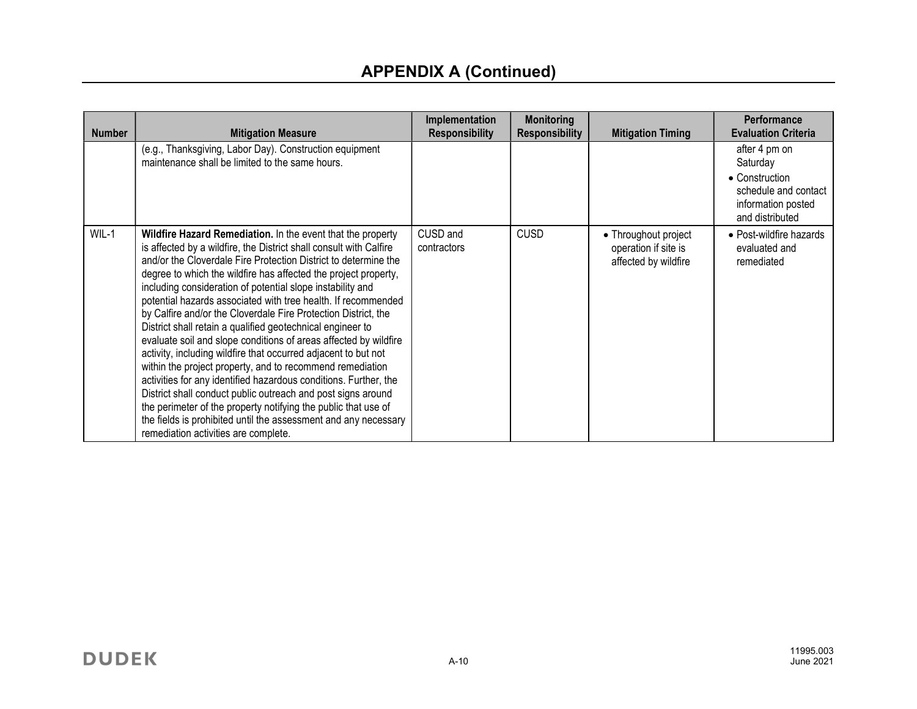# APPENDIX A (Continued)

| Number | Mitigation Measure | Implementation Responsibility | Monitoring Responsibility | Mitigation Timing | Performance Evaluation Criteria |
|---|---|---|---|---|---|
| | (e.g., Thanksgiving, Labor Day). Construction equipment maintenance shall be limited to the same hours. | | | | after 4 pm on Saturday<br>• Construction schedule and contact information posted and distributed |
| WIL-1 | **Wildfire Hazard Remediation.** In the event that the property is affected by a wildfire, the District shall consult with Calfire and/or the Cloverdale Fire Protection District to determine the degree to which the wildfire has affected the project property, including consideration of potential slope instability and potential hazards associated with tree health. If recommended by Calfire and/or the Cloverdale Fire Protection District, the District shall retain a qualified geotechnical engineer to evaluate soil and slope conditions of areas affected by wildfire activity, including wildfire that occurred adjacent to but not within the project property, and to recommend remediation activities for any identified hazardous conditions. Further, the District shall conduct public outreach and post signs around the perimeter of the property notifying the public that use of the fields is prohibited until the assessment and any necessary remediation activities are complete. | CUSD and contractors | CUSD | • Throughout project operation if site is affected by wildfire | • Post-wildfire hazards evaluated and remediated |